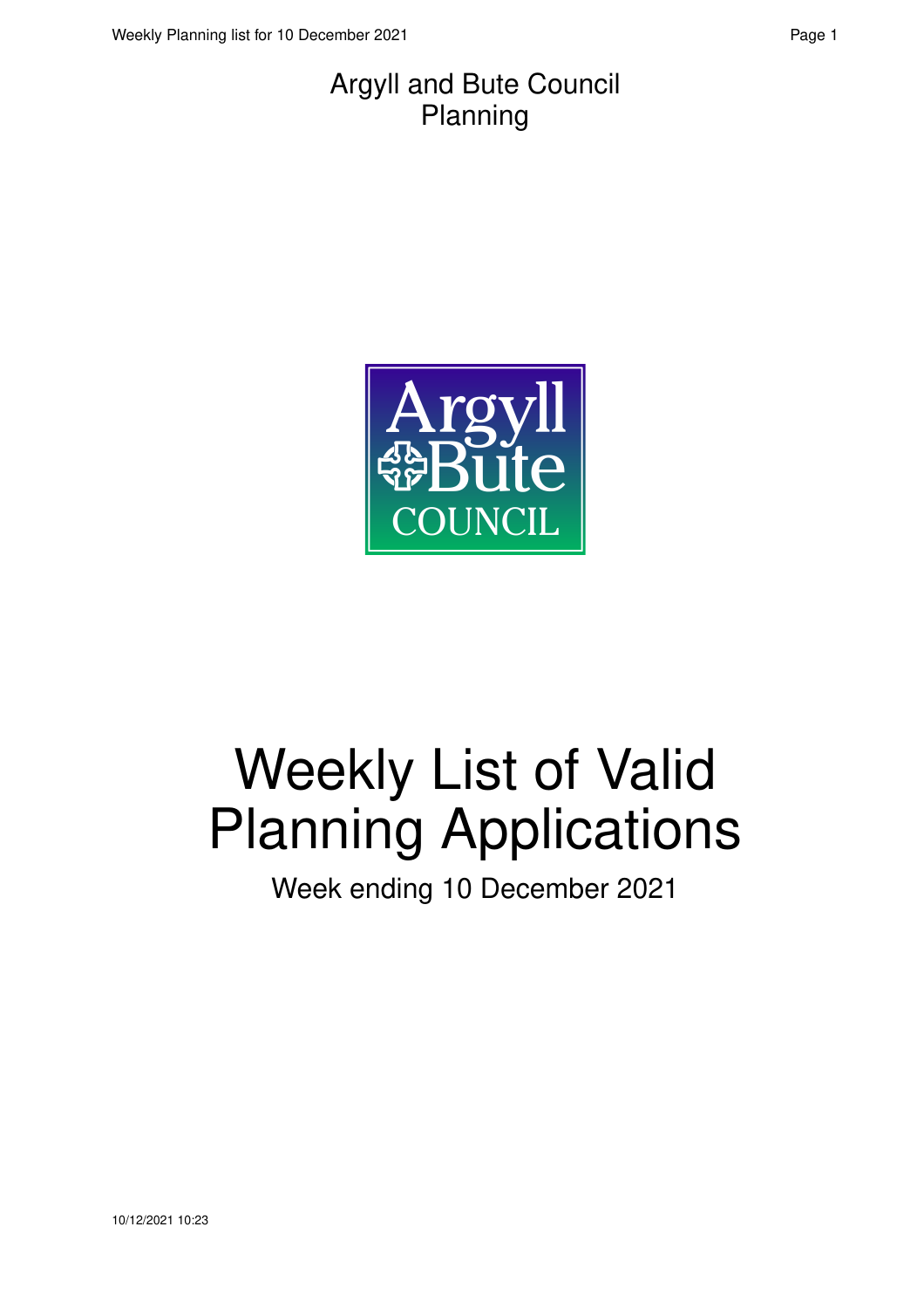Argyll and Bute Council
Planning

# Weekly List of Valid Planning Applications

Week ending 10 December 2021

10/12/2021 10:23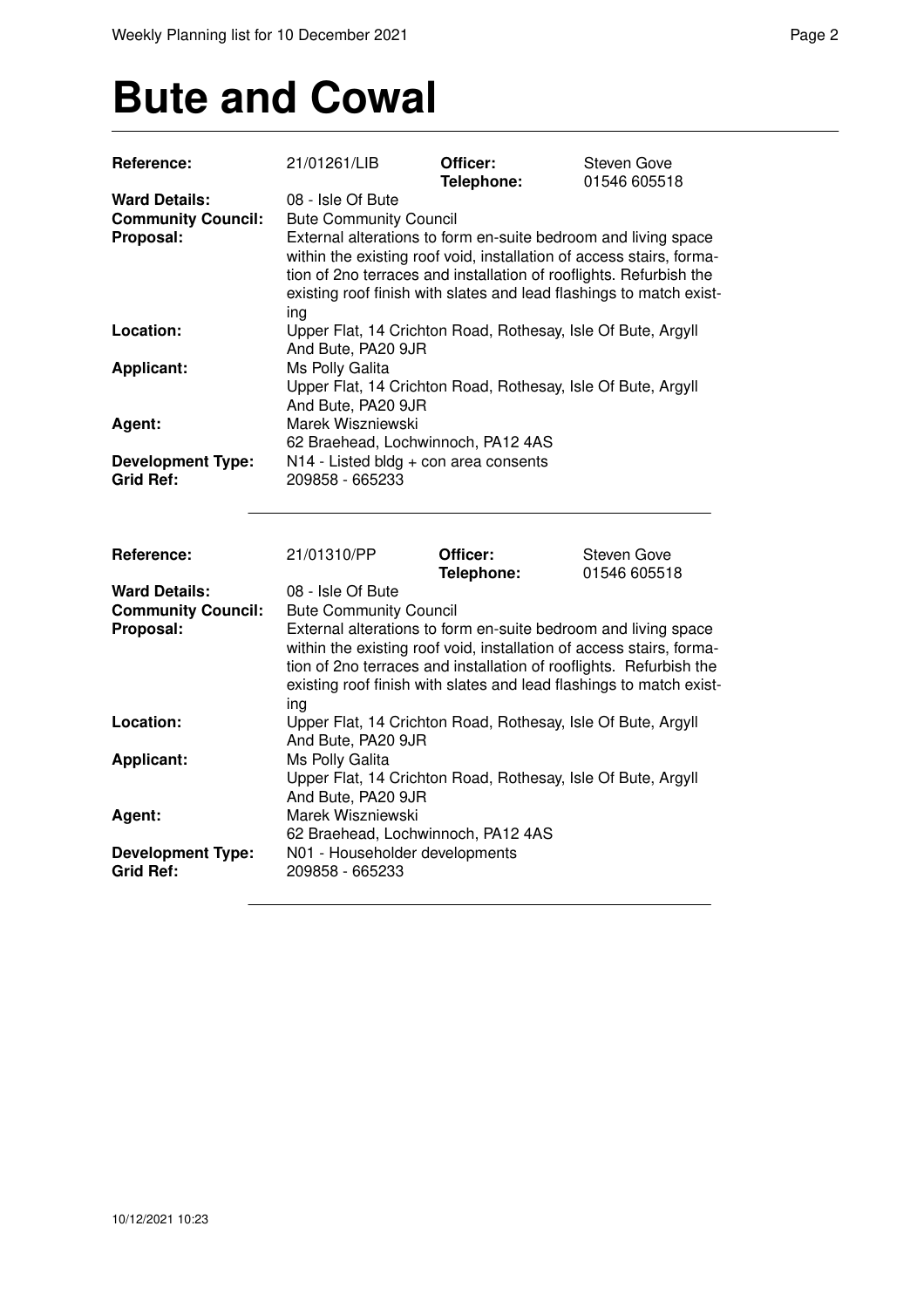# Bute and Cowal

| | | | |
|---|---|---|---|
| **Reference:** | 21/01261/LIB | **Officer:** **Telephone:** | Steven Gove 01546 605518 |
| **Ward Details:** | 08 - Isle Of Bute | | |
| **Community Council:** | Bute Community Council | | |
| **Proposal:** | External alterations to form en-suite bedroom and living space within the existing roof void, installation of access stairs, formation of 2no terraces and installation of rooflights. Refurbish the existing roof finish with slates and lead flashings to match existing | | |
| **Location:** | Upper Flat, 14 Crichton Road, Rothesay, Isle Of Bute, Argyll And Bute, PA20 9JR | | |
| **Applicant:** | Ms Polly Galita Upper Flat, 14 Crichton Road, Rothesay, Isle Of Bute, Argyll And Bute, PA20 9JR | | |
| **Agent:** | Marek Wiszniewski 62 Braehead, Lochwinnoch, PA12 4AS | | |
| **Development Type:** | N14 - Listed bldg + con area consents | | |
| **Grid Ref:** | 209858 - 665233 | | |

| | | | |
|---|---|---|---|
| **Reference:** | 21/01310/PP | **Officer:** **Telephone:** | Steven Gove 01546 605518 |
| **Ward Details:** | 08 - Isle Of Bute | | |
| **Community Council:** | Bute Community Council | | |
| **Proposal:** | External alterations to form en-suite bedroom and living space within the existing roof void, installation of access stairs, formation of 2no terraces and installation of rooflights. Refurbish the existing roof finish with slates and lead flashings to match existing | | |
| **Location:** | Upper Flat, 14 Crichton Road, Rothesay, Isle Of Bute, Argyll And Bute, PA20 9JR | | |
| **Applicant:** | Ms Polly Galita Upper Flat, 14 Crichton Road, Rothesay, Isle Of Bute, Argyll And Bute, PA20 9JR | | |
| **Agent:** | Marek Wiszniewski 62 Braehead, Lochwinnoch, PA12 4AS | | |
| **Development Type:** | N01 - Householder developments | | |
| **Grid Ref:** | 209858 - 665233 | | |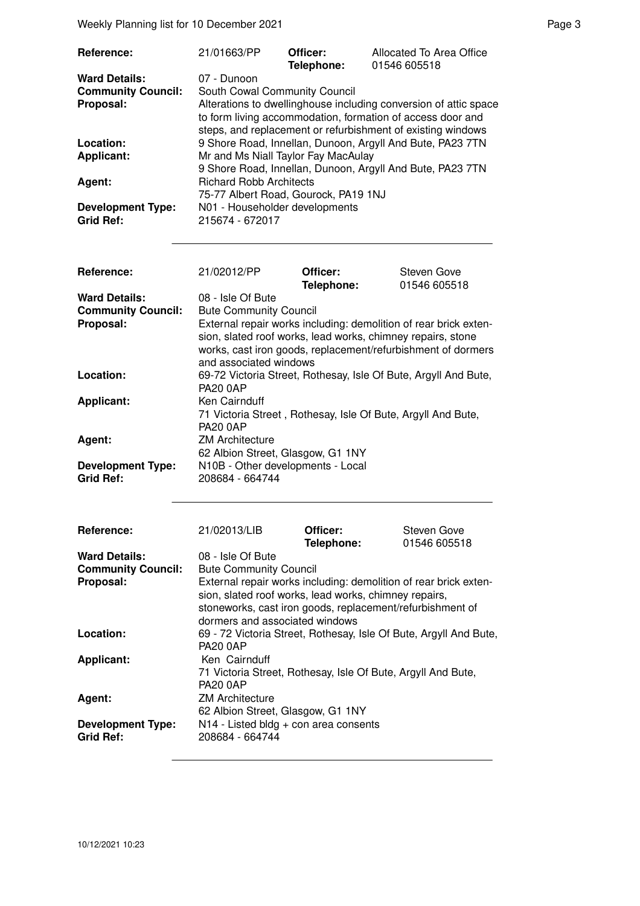| | | | |
|---|---|---|---|
| **Reference:** | 21/01663/PP | **Officer:** **Telephone:** | Allocated To Area Office 01546 605518 |
| **Ward Details:** | 07 - Dunoon | | |
| **Community Council:** | South Cowal Community Council | | |
| **Proposal:** | Alterations to dwellinghouse including conversion of attic space to form living accommodation, formation of access door and steps, and replacement or refurbishment of existing windows | | |
| **Location:** | 9 Shore Road, Innellan, Dunoon, Argyll And Bute, PA23 7TN | | |
| **Applicant:** | Mr and Ms Niall Taylor Fay MacAulay 9 Shore Road, Innellan, Dunoon, Argyll And Bute, PA23 7TN | | |
| **Agent:** | Richard Robb Architects 75-77 Albert Road, Gourock, PA19 1NJ | | |
| **Development Type:** | N01 - Householder developments | | |
| **Grid Ref:** | 215674 - 672017 | | |

| | | | |
|---|---|---|---|
| **Reference:** | 21/02012/PP | **Officer:** **Telephone:** | Steven Gove 01546 605518 |
| **Ward Details:** | 08 - Isle Of Bute | | |
| **Community Council:** | Bute Community Council | | |
| **Proposal:** | External repair works including: demolition of rear brick extension, slated roof works, lead works, chimney repairs, stone works, cast iron goods, replacement/refurbishment of dormers and associated windows | | |
| **Location:** | 69-72 Victoria Street, Rothesay, Isle Of Bute, Argyll And Bute, PA20 0AP | | |
| **Applicant:** | Ken Cairnduff 71 Victoria Street , Rothesay, Isle Of Bute, Argyll And Bute, PA20 0AP | | |
| **Agent:** | ZM Architecture 62 Albion Street, Glasgow, G1 1NY | | |
| **Development Type:** | N10B - Other developments - Local | | |
| **Grid Ref:** | 208684 - 664744 | | |

| | | | |
|---|---|---|---|
| **Reference:** | 21/02013/LIB | **Officer:** **Telephone:** | Steven Gove 01546 605518 |
| **Ward Details:** | 08 - Isle Of Bute | | |
| **Community Council:** | Bute Community Council | | |
| **Proposal:** | External repair works including: demolition of rear brick extension, slated roof works, lead works, chimney repairs, stoneworks, cast iron goods, replacement/refurbishment of dormers and associated windows | | |
| **Location:** | 69 - 72 Victoria Street, Rothesay, Isle Of Bute, Argyll And Bute, PA20 0AP | | |
| **Applicant:** | Ken Cairnduff 71 Victoria Street, Rothesay, Isle Of Bute, Argyll And Bute, PA20 0AP | | |
| **Agent:** | ZM Architecture 62 Albion Street, Glasgow, G1 1NY | | |
| **Development Type:** | N14 - Listed bldg + con area consents | | |
| **Grid Ref:** | 208684 - 664744 | | |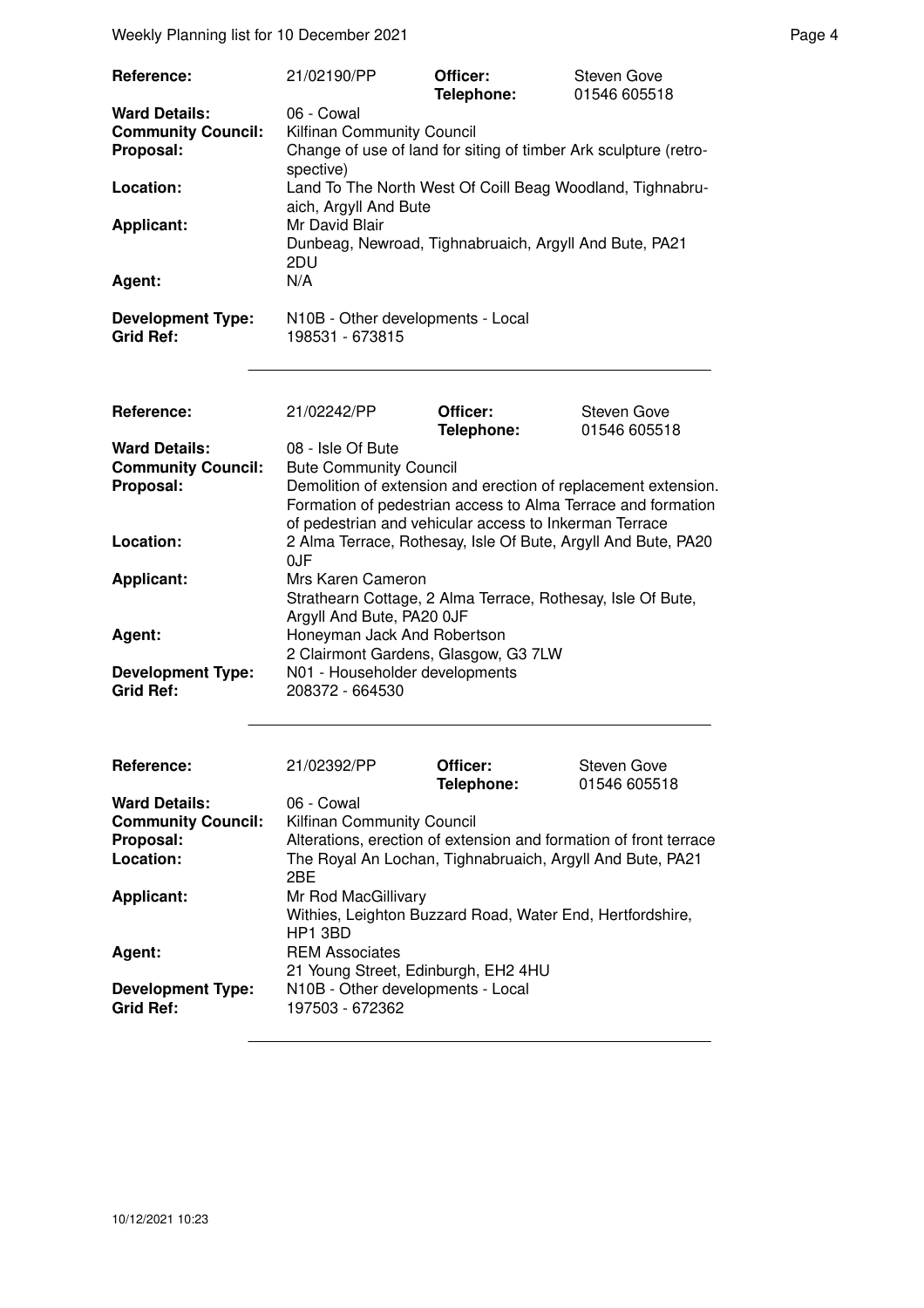| | | | |
|---|---|---|---|
| **Reference:** | 21/02190/PP | **Officer:** **Telephone:** | Steven Gove 01546 605518 |
| **Ward Details:** | 06 - Cowal | | |
| **Community Council:** | Kilfinan Community Council | | |
| **Proposal:** | Change of use of land for siting of timber Ark sculpture (retrospective) | | |
| **Location:** | Land To The North West Of Coill Beag Woodland, Tighnabruaich, Argyll And Bute | | |
| **Applicant:** | Mr David Blair Dunbeag, Newroad, Tighnabruaich, Argyll And Bute, PA21 2DU | | |
| **Agent:** | N/A | | |
| **Development Type:** | N10B - Other developments - Local | | |
| **Grid Ref:** | 198531 - 673815 | | |

| | | | |
|---|---|---|---|
| **Reference:** | 21/02242/PP | **Officer:** **Telephone:** | Steven Gove 01546 605518 |
| **Ward Details:** | 08 - Isle Of Bute | | |
| **Community Council:** | Bute Community Council | | |
| **Proposal:** | Demolition of extension and erection of replacement extension. Formation of pedestrian access to Alma Terrace and formation of pedestrian and vehicular access to Inkerman Terrace | | |
| **Location:** | 2 Alma Terrace, Rothesay, Isle Of Bute, Argyll And Bute, PA20 0JF | | |
| **Applicant:** | Mrs Karen Cameron Strathearn Cottage, 2 Alma Terrace, Rothesay, Isle Of Bute, Argyll And Bute, PA20 0JF | | |
| **Agent:** | Honeyman Jack And Robertson 2 Clairmont Gardens, Glasgow, G3 7LW | | |
| **Development Type:** | N01 - Householder developments | | |
| **Grid Ref:** | 208372 - 664530 | | |

| | | | |
|---|---|---|---|
| **Reference:** | 21/02392/PP | **Officer:** **Telephone:** | Steven Gove 01546 605518 |
| **Ward Details:** | 06 - Cowal | | |
| **Community Council:** | Kilfinan Community Council | | |
| **Proposal:** | Alterations, erection of extension and formation of front terrace | | |
| **Location:** | The Royal An Lochan, Tighnabruaich, Argyll And Bute, PA21 2BE | | |
| **Applicant:** | Mr Rod MacGillivary Withies, Leighton Buzzard Road, Water End, Hertfordshire, HP1 3BD | | |
| **Agent:** | REM Associates 21 Young Street, Edinburgh, EH2 4HU | | |
| **Development Type:** | N10B - Other developments - Local | | |
| **Grid Ref:** | 197503 - 672362 | | |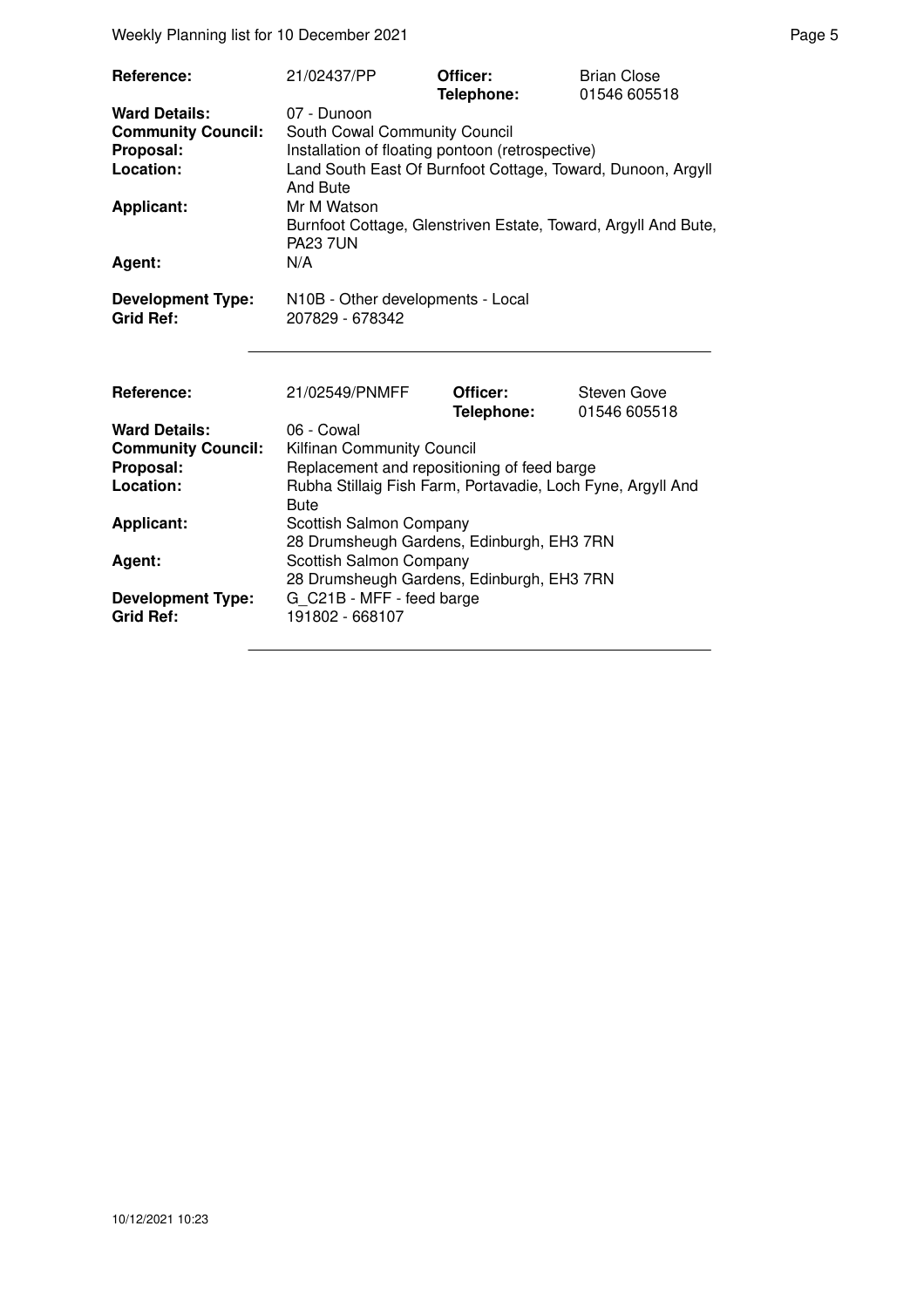| | | | |
|---|---|---|---|
| **Reference:** | 21/02437/PP | **Officer:** **Telephone:** | Brian Close 01546 605518 |
| **Ward Details:** | 07 - Dunoon | | |
| **Community Council:** | South Cowal Community Council | | |
| **Proposal:** | Installation of floating pontoon (retrospective) | | |
| **Location:** | Land South East Of Burnfoot Cottage, Toward, Dunoon, Argyll And Bute | | |
| **Applicant:** | Mr M Watson Burnfoot Cottage, Glenstriven Estate, Toward, Argyll And Bute, PA23 7UN | | |
| **Agent:** | N/A | | |
| **Development Type:** | N10B - Other developments - Local | | |
| **Grid Ref:** | 207829 - 678342 | | |

| | | | |
|---|---|---|---|
| **Reference:** | 21/02549/PNMFF | **Officer:** **Telephone:** | Steven Gove 01546 605518 |
| **Ward Details:** | 06 - Cowal | | |
| **Community Council:** | Kilfinan Community Council | | |
| **Proposal:** | Replacement and repositioning of feed barge | | |
| **Location:** | Rubha Stillaig Fish Farm, Portavadie, Loch Fyne, Argyll And Bute | | |
| **Applicant:** | Scottish Salmon Company 28 Drumsheugh Gardens, Edinburgh, EH3 7RN | | |
| **Agent:** | Scottish Salmon Company 28 Drumsheugh Gardens, Edinburgh, EH3 7RN | | |
| **Development Type:** | G_C21B - MFF - feed barge | | |
| **Grid Ref:** | 191802 - 668107 | | |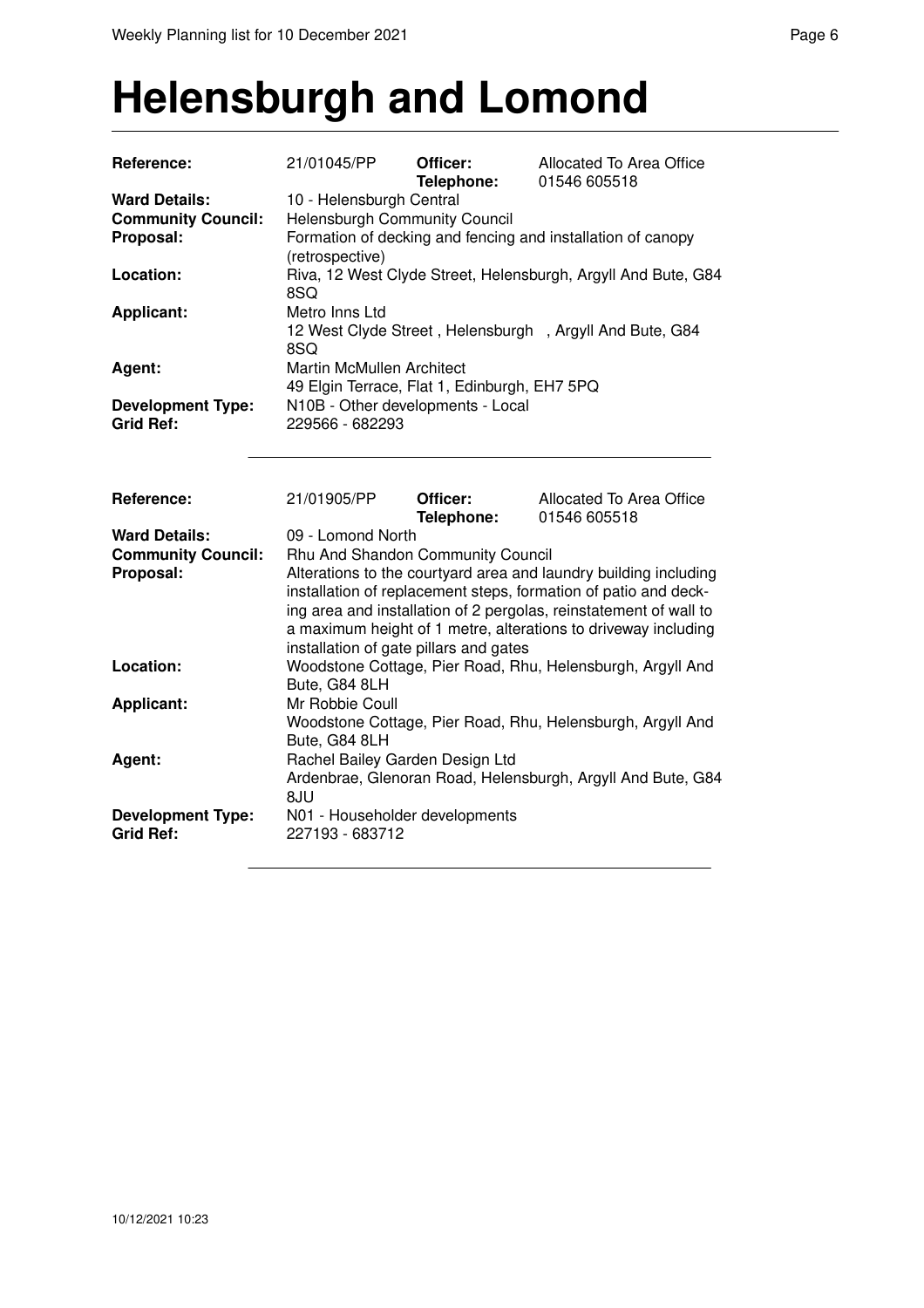# Helensburgh and Lomond

| | | | |
|---|---|---|---|
| **Reference:** | 21/01045/PP | **Officer:** **Telephone:** | Allocated To Area Office 01546 605518 |
| **Ward Details:** | 10 - Helensburgh Central | | |
| **Community Council:** | Helensburgh Community Council | | |
| **Proposal:** | Formation of decking and fencing and installation of canopy (retrospective) | | |
| **Location:** | Riva, 12 West Clyde Street, Helensburgh, Argyll And Bute, G84 8SQ | | |
| **Applicant:** | Metro Inns Ltd 12 West Clyde Street , Helensburgh , Argyll And Bute, G84 8SQ | | |
| **Agent:** | Martin McMullen Architect 49 Elgin Terrace, Flat 1, Edinburgh, EH7 5PQ | | |
| **Development Type:** | N10B - Other developments - Local | | |
| **Grid Ref:** | 229566 - 682293 | | |

| | | | |
|---|---|---|---|
| **Reference:** | 21/01905/PP | **Officer:** **Telephone:** | Allocated To Area Office 01546 605518 |
| **Ward Details:** | 09 - Lomond North | | |
| **Community Council:** | Rhu And Shandon Community Council | | |
| **Proposal:** | Alterations to the courtyard area and laundry building including installation of replacement steps, formation of patio and decking area and installation of 2 pergolas, reinstatement of wall to a maximum height of 1 metre, alterations to driveway including installation of gate pillars and gates | | |
| **Location:** | Woodstone Cottage, Pier Road, Rhu, Helensburgh, Argyll And Bute, G84 8LH | | |
| **Applicant:** | Mr Robbie Coull Woodstone Cottage, Pier Road, Rhu, Helensburgh, Argyll And Bute, G84 8LH | | |
| **Agent:** | Rachel Bailey Garden Design Ltd Ardenbrae, Glenoran Road, Helensburgh, Argyll And Bute, G84 8JU | | |
| **Development Type:** | N01 - Householder developments | | |
| **Grid Ref:** | 227193 - 683712 | | |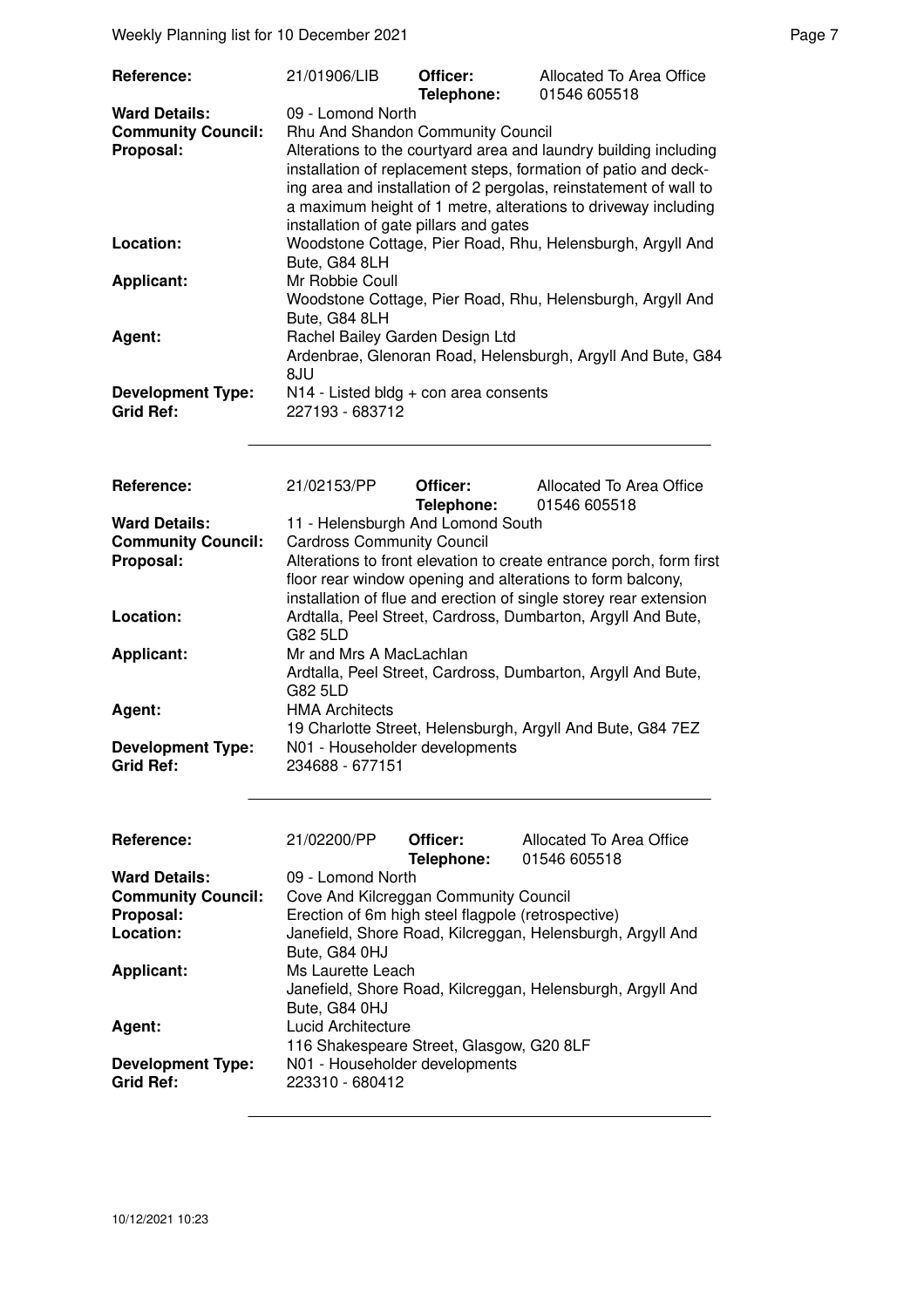| | | | |
|---|---|---|---|
| **Reference:** | 21/01906/LIB | **Officer:** **Telephone:** | Allocated To Area Office 01546 605518 |
| **Ward Details:** | 09 - Lomond North | | |
| **Community Council:** | Rhu And Shandon Community Council | | |
| **Proposal:** | Alterations to the courtyard area and laundry building including installation of replacement steps, formation of patio and decking area and installation of 2 pergolas, reinstatement of wall to a maximum height of 1 metre, alterations to driveway including installation of gate pillars and gates | | |
| **Location:** | Woodstone Cottage, Pier Road, Rhu, Helensburgh, Argyll And Bute, G84 8LH | | |
| **Applicant:** | Mr Robbie Coull Woodstone Cottage, Pier Road, Rhu, Helensburgh, Argyll And Bute, G84 8LH | | |
| **Agent:** | Rachel Bailey Garden Design Ltd Ardenbrae, Glenoran Road, Helensburgh, Argyll And Bute, G84 8JU | | |
| **Development Type:** | N14 - Listed bldg + con area consents | | |
| **Grid Ref:** | 227193 - 683712 | | |

| | | | |
|---|---|---|---|
| **Reference:** | 21/02153/PP | **Officer:** **Telephone:** | Allocated To Area Office 01546 605518 |
| **Ward Details:** | 11 - Helensburgh And Lomond South | | |
| **Community Council:** | Cardross Community Council | | |
| **Proposal:** | Alterations to front elevation to create entrance porch, form first floor rear window opening and alterations to form balcony, installation of flue and erection of single storey rear extension | | |
| **Location:** | Ardtalla, Peel Street, Cardross, Dumbarton, Argyll And Bute, G82 5LD | | |
| **Applicant:** | Mr and Mrs A MacLachlan Ardtalla, Peel Street, Cardross, Dumbarton, Argyll And Bute, G82 5LD | | |
| **Agent:** | HMA Architects 19 Charlotte Street, Helensburgh, Argyll And Bute, G84 7EZ | | |
| **Development Type:** | N01 - Householder developments | | |
| **Grid Ref:** | 234688 - 677151 | | |

| | | | |
|---|---|---|---|
| **Reference:** | 21/02200/PP | **Officer:** **Telephone:** | Allocated To Area Office 01546 605518 |
| **Ward Details:** | 09 - Lomond North | | |
| **Community Council:** | Cove And Kilcreggan Community Council | | |
| **Proposal:** | Erection of 6m high steel flagpole (retrospective) | | |
| **Location:** | Janefield, Shore Road, Kilcreggan, Helensburgh, Argyll And Bute, G84 0HJ | | |
| **Applicant:** | Ms Laurette Leach Janefield, Shore Road, Kilcreggan, Helensburgh, Argyll And Bute, G84 0HJ | | |
| **Agent:** | Lucid Architecture 116 Shakespeare Street, Glasgow, G20 8LF | | |
| **Development Type:** | N01 - Householder developments | | |
| **Grid Ref:** | 223310 - 680412 | | |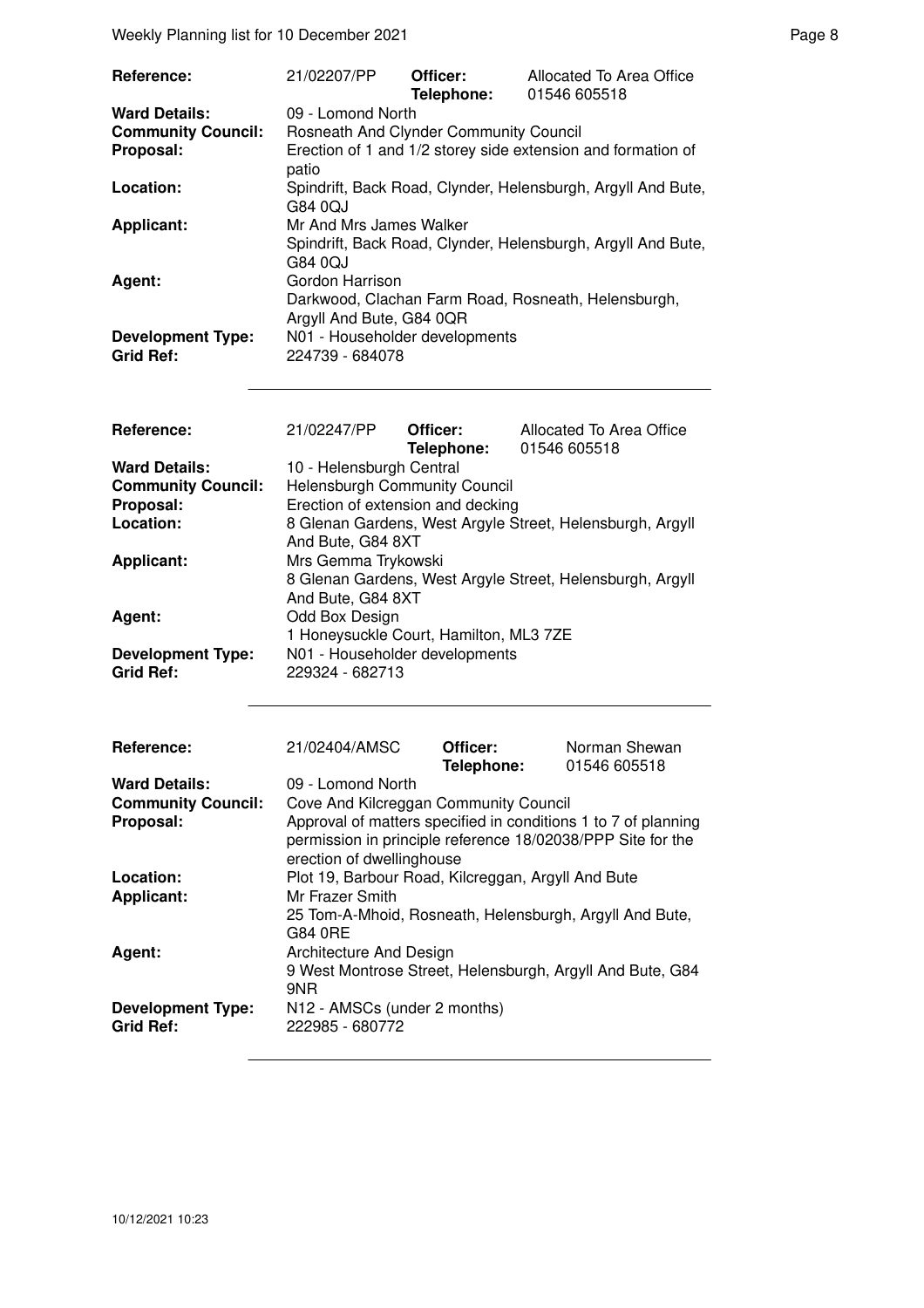| **Reference:** | 21/02207/PP | **Officer:** **Telephone:** | Allocated To Area Office 01546 605518 |
|---|---|---|---|
| **Ward Details:** | 09 - Lomond North | | |
| **Community Council:** | Rosneath And Clynder Community Council | | |
| **Proposal:** | Erection of 1 and 1/2 storey side extension and formation of patio | | |
| **Location:** | Spindrift, Back Road, Clynder, Helensburgh, Argyll And Bute, G84 0QJ | | |
| **Applicant:** | Mr And Mrs James Walker Spindrift, Back Road, Clynder, Helensburgh, Argyll And Bute, G84 0QJ | | |
| **Agent:** | Gordon Harrison Darkwood, Clachan Farm Road, Rosneath, Helensburgh, Argyll And Bute, G84 0QR | | |
| **Development Type:** | N01 - Householder developments | | |
| **Grid Ref:** | 224739 - 684078 | | |

| **Reference:** | 21/02247/PP | **Officer:** **Telephone:** | Allocated To Area Office 01546 605518 |
|---|---|---|---|
| **Ward Details:** | 10 - Helensburgh Central | | |
| **Community Council:** | Helensburgh Community Council | | |
| **Proposal:** | Erection of extension and decking | | |
| **Location:** | 8 Glenan Gardens, West Argyle Street, Helensburgh, Argyll And Bute, G84 8XT | | |
| **Applicant:** | Mrs Gemma Trykowski 8 Glenan Gardens, West Argyle Street, Helensburgh, Argyll And Bute, G84 8XT | | |
| **Agent:** | Odd Box Design 1 Honeysuckle Court, Hamilton, ML3 7ZE | | |
| **Development Type:** | N01 - Householder developments | | |
| **Grid Ref:** | 229324 - 682713 | | |

| **Reference:** | 21/02404/AMSC | **Officer:** **Telephone:** | Norman Shewan 01546 605518 |
|---|---|---|---|
| **Ward Details:** | 09 - Lomond North | | |
| **Community Council:** | Cove And Kilcreggan Community Council | | |
| **Proposal:** | Approval of matters specified in conditions 1 to 7 of planning permission in principle reference 18/02038/PPP Site for the erection of dwellinghouse | | |
| **Location:** | Plot 19, Barbour Road, Kilcreggan, Argyll And Bute | | |
| **Applicant:** | Mr Frazer Smith 25 Tom-A-Mhoid, Rosneath, Helensburgh, Argyll And Bute, G84 0RE | | |
| **Agent:** | Architecture And Design 9 West Montrose Street, Helensburgh, Argyll And Bute, G84 9NR | | |
| **Development Type:** | N12 - AMSCs (under 2 months) | | |
| **Grid Ref:** | 222985 - 680772 | | |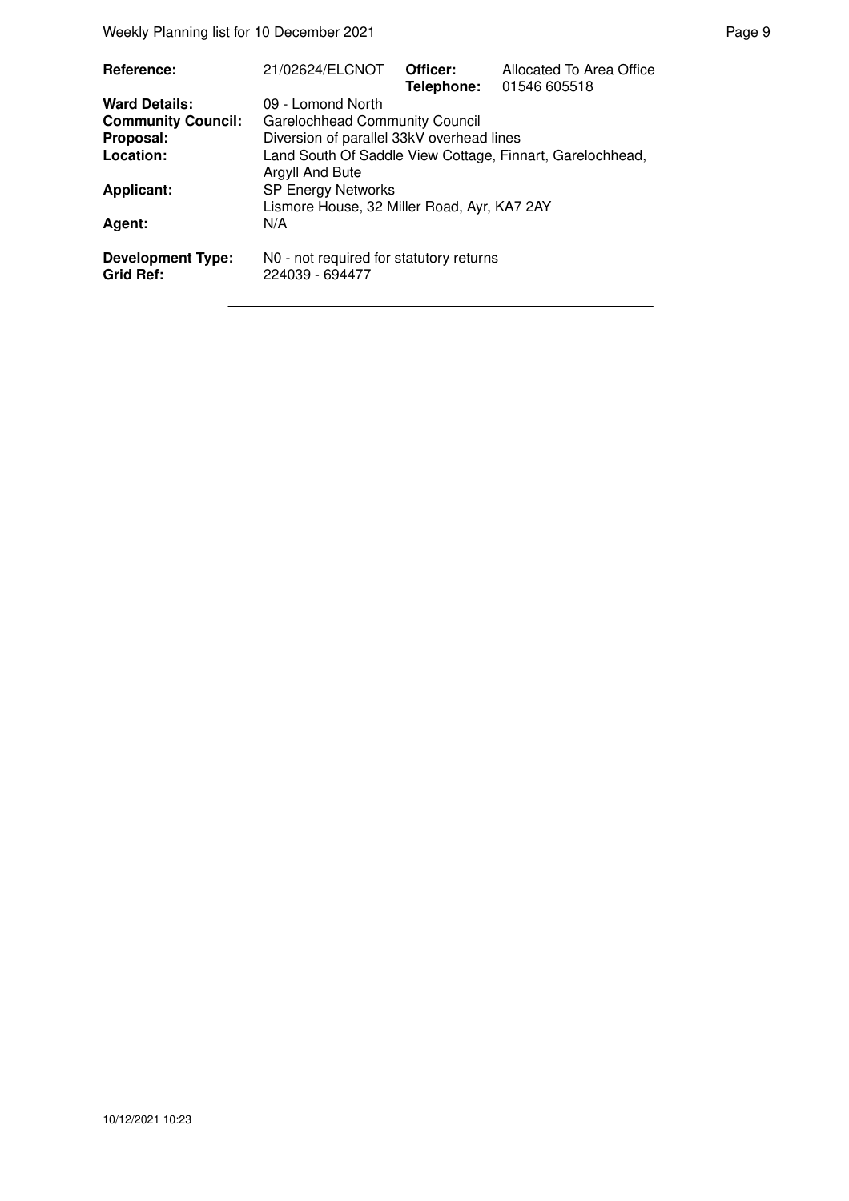| | | | |
|---|---|---|---|
| **Reference:** | 21/02624/ELCNOT | **Officer:** **Telephone:** | Allocated To Area Office 01546 605518 |
| **Ward Details:** | 09 - Lomond North | | |
| **Community Council:** | Garelochhead Community Council | | |
| **Proposal:** | Diversion of parallel 33kV overhead lines | | |
| **Location:** | Land South Of Saddle View Cottage, Finnart, Garelochhead, Argyll And Bute | | |
| **Applicant:** | SP Energy Networks Lismore House, 32 Miller Road, Ayr, KA7 2AY | | |
| **Agent:** | N/A | | |
| **Development Type:** | N0 - not required for statutory returns | | |
| **Grid Ref:** | 224039 - 694477 | | |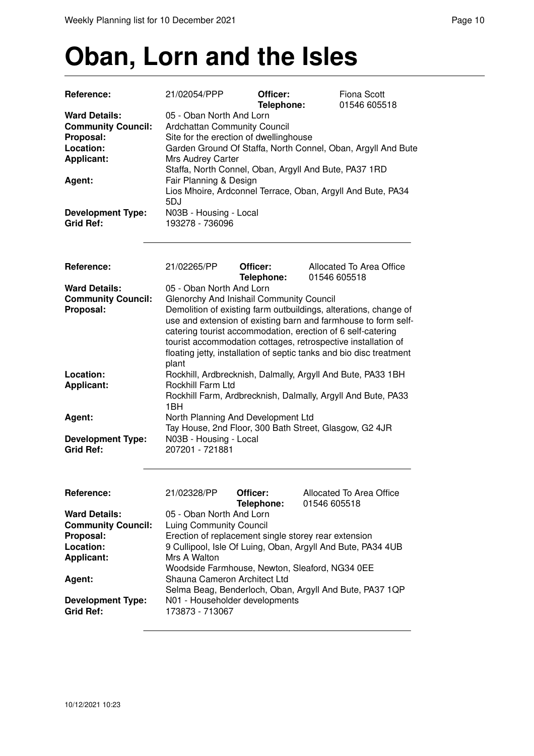# Oban, Lorn and the Isles

| | | | |
|---|---|---|---|
| **Reference:** | 21/02054/PPP | **Officer:** **Telephone:** | Fiona Scott 01546 605518 |
| **Ward Details:** | 05 - Oban North And Lorn | | |
| **Community Council:** | Ardchattan Community Council | | |
| **Proposal:** | Site for the erection of dwellinghouse | | |
| **Location:** | Garden Ground Of Staffa, North Connel, Oban, Argyll And Bute | | |
| **Applicant:** | Mrs Audrey Carter Staffa, North Connel, Oban, Argyll And Bute, PA37 1RD | | |
| **Agent:** | Fair Planning & Design Lios Mhoire, Ardconnel Terrace, Oban, Argyll And Bute, PA34 5DJ | | |
| **Development Type:** | N03B - Housing - Local | | |
| **Grid Ref:** | 193278 - 736096 | | |

| | | | |
|---|---|---|---|
| **Reference:** | 21/02265/PP | **Officer:** **Telephone:** | Allocated To Area Office 01546 605518 |
| **Ward Details:** | 05 - Oban North And Lorn | | |
| **Community Council:** | Glenorchy And Inishail Community Council | | |
| **Proposal:** | Demolition of existing farm outbuildings, alterations, change of use and extension of existing barn and farmhouse to form self-catering tourist accommodation, erection of 6 self-catering tourist accommodation cottages, retrospective installation of floating jetty, installation of septic tanks and bio disc treatment plant | | |
| **Location:** | Rockhill, Ardbrecknish, Dalmally, Argyll And Bute, PA33 1BH | | |
| **Applicant:** | Rockhill Farm Ltd Rockhill Farm, Ardbrecknish, Dalmally, Argyll And Bute, PA33 1BH | | |
| **Agent:** | North Planning And Development Ltd Tay House, 2nd Floor, 300 Bath Street, Glasgow, G2 4JR | | |
| **Development Type:** | N03B - Housing - Local | | |
| **Grid Ref:** | 207201 - 721881 | | |

| | | | |
|---|---|---|---|
| **Reference:** | 21/02328/PP | **Officer:** **Telephone:** | Allocated To Area Office 01546 605518 |
| **Ward Details:** | 05 - Oban North And Lorn | | |
| **Community Council:** | Luing Community Council | | |
| **Proposal:** | Erection of replacement single storey rear extension | | |
| **Location:** | 9 Cullipool, Isle Of Luing, Oban, Argyll And Bute, PA34 4UB | | |
| **Applicant:** | Mrs A Walton Woodside Farmhouse, Newton, Sleaford, NG34 0EE | | |
| **Agent:** | Shauna Cameron Architect Ltd Selma Beag, Benderloch, Oban, Argyll And Bute, PA37 1QP | | |
| **Development Type:** | N01 - Householder developments | | |
| **Grid Ref:** | 173873 - 713067 | | |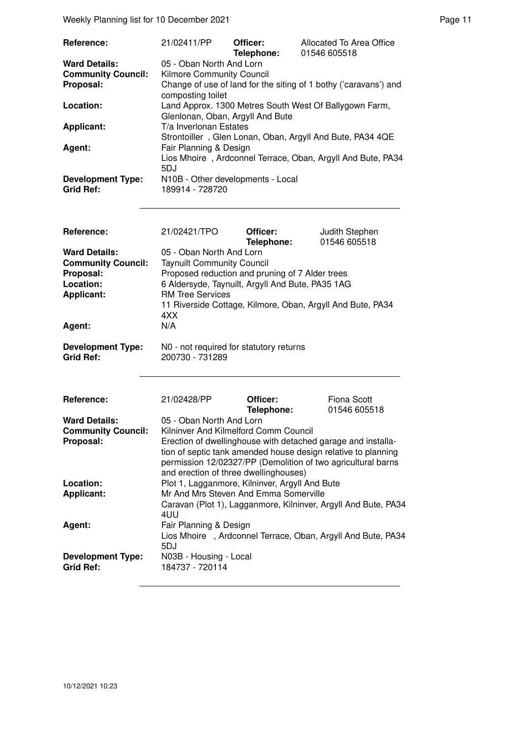| | | | |
|---|---|---|---|
| **Reference:** | 21/02411/PP | **Officer:** **Telephone:** | Allocated To Area Office 01546 605518 |
| **Ward Details:** | 05 - Oban North And Lorn | | |
| **Community Council:** | Kilmore Community Council | | |
| **Proposal:** | Change of use of land for the siting of 1 bothy ('caravans') and composting toilet | | |
| **Location:** | Land Approx. 1300 Metres South West Of Ballygown Farm, Glenlonan, Oban, Argyll And Bute | | |
| **Applicant:** | T/a Inverlonan Estates Strontoiller , Glen Lonan, Oban, Argyll And Bute, PA34 4QE | | |
| **Agent:** | Fair Planning & Design Lios Mhoire , Ardconnel Terrace, Oban, Argyll And Bute, PA34 5DJ | | |
| **Development Type:** | N10B - Other developments - Local | | |
| **Grid Ref:** | 189914 - 728720 | | |

| | | | |
|---|---|---|---|
| **Reference:** | 21/02421/TPO | **Officer:** **Telephone:** | Judith Stephen 01546 605518 |
| **Ward Details:** | 05 - Oban North And Lorn | | |
| **Community Council:** | Taynuilt Community Council | | |
| **Proposal:** | Proposed reduction and pruning of 7 Alder trees | | |
| **Location:** | 6 Aldersyde, Taynuilt, Argyll And Bute, PA35 1AG | | |
| **Applicant:** | RM Tree Services 11 Riverside Cottage, Kilmore, Oban, Argyll And Bute, PA34 4XX | | |
| **Agent:** | N/A | | |
| **Development Type:** | N0 - not required for statutory returns | | |
| **Grid Ref:** | 200730 - 731289 | | |

| | | | |
|---|---|---|---|
| **Reference:** | 21/02428/PP | **Officer:** **Telephone:** | Fiona Scott 01546 605518 |
| **Ward Details:** | 05 - Oban North And Lorn | | |
| **Community Council:** | Kilninver And Kilmelford Comm Council | | |
| **Proposal:** | Erection of dwellinghouse with detached garage and installation of septic tank amended house design relative to planning permission 12/02327/PP (Demolition of two agricultural barns and erection of three dwellinghouses) | | |
| **Location:** | Plot 1, Lagganmore, Kilninver, Argyll And Bute | | |
| **Applicant:** | Mr And Mrs Steven And Emma Somerville Caravan (Plot 1), Lagganmore, Kilninver, Argyll And Bute, PA34 4UU | | |
| **Agent:** | Fair Planning & Design Lios Mhoire , Ardconnel Terrace, Oban, Argyll And Bute, PA34 5DJ | | |
| **Development Type:** | N03B - Housing - Local | | |
| **Grid Ref:** | 184737 - 720114 | | |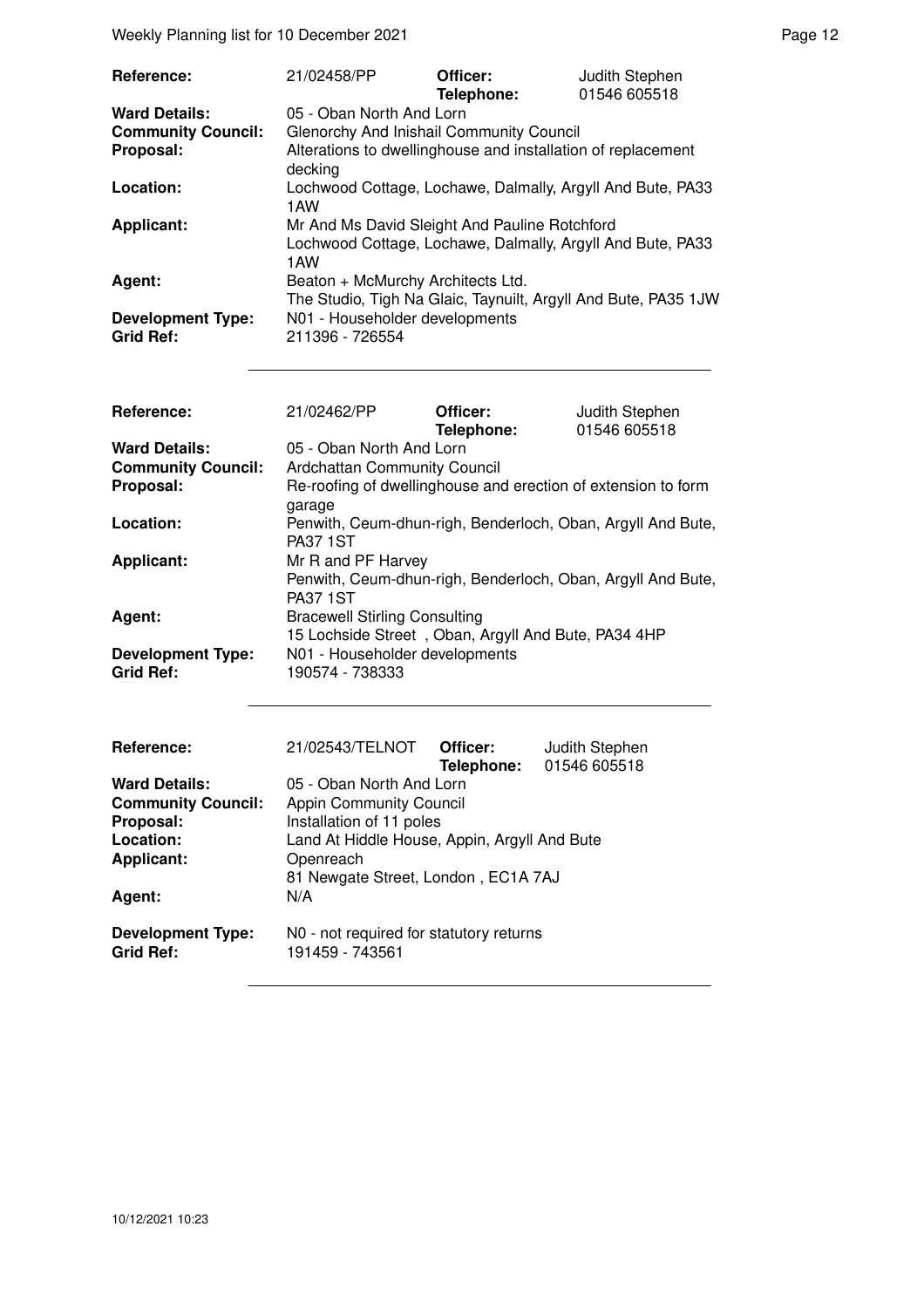| | | | |
|---|---|---|---|
| **Reference:** | 21/02458/PP | **Officer:** **Telephone:** | Judith Stephen 01546 605518 |
| **Ward Details:** | 05 - Oban North And Lorn | | |
| **Community Council:** | Glenorchy And Inishail Community Council | | |
| **Proposal:** | Alterations to dwellinghouse and installation of replacement decking | | |
| **Location:** | Lochwood Cottage, Lochawe, Dalmally, Argyll And Bute, PA33 1AW | | |
| **Applicant:** | Mr And Ms David Sleight And Pauline Rotchford Lochwood Cottage, Lochawe, Dalmally, Argyll And Bute, PA33 1AW | | |
| **Agent:** | Beaton + McMurchy Architects Ltd. The Studio, Tigh Na Glaic, Taynuilt, Argyll And Bute, PA35 1JW | | |
| **Development Type:** | N01 - Householder developments | | |
| **Grid Ref:** | 211396 - 726554 | | |

| | | | |
|---|---|---|---|
| **Reference:** | 21/02462/PP | **Officer:** **Telephone:** | Judith Stephen 01546 605518 |
| **Ward Details:** | 05 - Oban North And Lorn | | |
| **Community Council:** | Ardchattan Community Council | | |
| **Proposal:** | Re-roofing of dwellinghouse and erection of extension to form garage | | |
| **Location:** | Penwith, Ceum-dhun-righ, Benderloch, Oban, Argyll And Bute, PA37 1ST | | |
| **Applicant:** | Mr R and PF Harvey Penwith, Ceum-dhun-righ, Benderloch, Oban, Argyll And Bute, PA37 1ST | | |
| **Agent:** | Bracewell Stirling Consulting 15 Lochside Street , Oban, Argyll And Bute, PA34 4HP | | |
| **Development Type:** | N01 - Householder developments | | |
| **Grid Ref:** | 190574 - 738333 | | |

| | | | |
|---|---|---|---|
| **Reference:** | 21/02543/TELNOT | **Officer:** **Telephone:** | Judith Stephen 01546 605518 |
| **Ward Details:** | 05 - Oban North And Lorn | | |
| **Community Council:** | Appin Community Council | | |
| **Proposal:** | Installation of 11 poles | | |
| **Location:** | Land At Hiddle House, Appin, Argyll And Bute | | |
| **Applicant:** | Openreach 81 Newgate Street, London , EC1A 7AJ | | |
| **Agent:** | N/A | | |
| **Development Type:** | N0 - not required for statutory returns | | |
| **Grid Ref:** | 191459 - 743561 | | |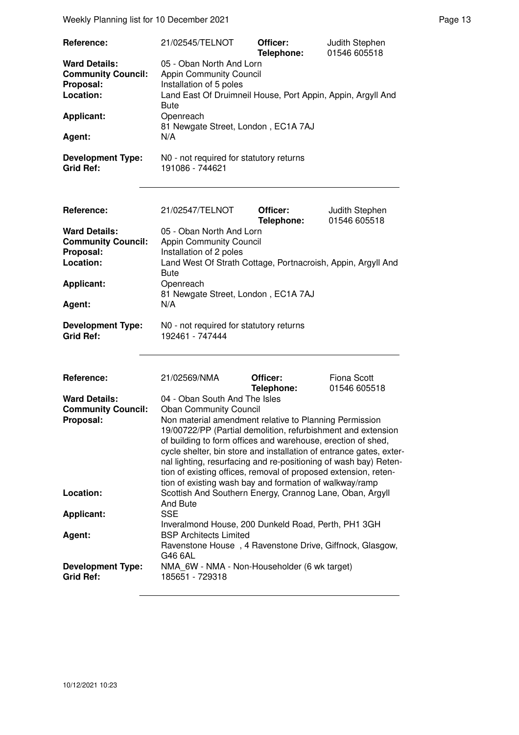| | | | |
|---|---|---|---|
| **Reference:** | 21/02545/TELNOT | **Officer:** **Telephone:** | Judith Stephen 01546 605518 |
| **Ward Details:** | 05 - Oban North And Lorn | | |
| **Community Council:** | Appin Community Council | | |
| **Proposal:** | Installation of 5 poles | | |
| **Location:** | Land East Of Druimneil House, Port Appin, Appin, Argyll And Bute | | |
| **Applicant:** | Openreach 81 Newgate Street, London , EC1A 7AJ | | |
| **Agent:** | N/A | | |
| **Development Type:** | N0 - not required for statutory returns | | |
| **Grid Ref:** | 191086 - 744621 | | |

| | | | |
|---|---|---|---|
| **Reference:** | 21/02547/TELNOT | **Officer:** **Telephone:** | Judith Stephen 01546 605518 |
| **Ward Details:** | 05 - Oban North And Lorn | | |
| **Community Council:** | Appin Community Council | | |
| **Proposal:** | Installation of 2 poles | | |
| **Location:** | Land West Of Strath Cottage, Portnacroish, Appin, Argyll And Bute | | |
| **Applicant:** | Openreach 81 Newgate Street, London , EC1A 7AJ | | |
| **Agent:** | N/A | | |
| **Development Type:** | N0 - not required for statutory returns | | |
| **Grid Ref:** | 192461 - 747444 | | |

| | | | |
|---|---|---|---|
| **Reference:** | 21/02569/NMA | **Officer:** **Telephone:** | Fiona Scott 01546 605518 |
| **Ward Details:** | 04 - Oban South And The Isles | | |
| **Community Council:** | Oban Community Council | | |
| **Proposal:** | Non material amendment relative to Planning Permission 19/00722/PP (Partial demolition, refurbishment and extension of building to form offices and warehouse, erection of shed, cycle shelter, bin store and installation of entrance gates, external lighting, resurfacing and re-positioning of wash bay) Retention of existing offices, removal of proposed extension, retention of existing wash bay and formation of walkway/ramp | | |
| **Location:** | Scottish And Southern Energy, Crannog Lane, Oban, Argyll And Bute | | |
| **Applicant:** | SSE Inveralmond House, 200 Dunkeld Road, Perth, PH1 3GH | | |
| **Agent:** | BSP Architects Limited Ravenstone House , 4 Ravenstone Drive, Giffnock, Glasgow, G46 6AL | | |
| **Development Type:** | NMA_6W - NMA - Non-Householder (6 wk target) | | |
| **Grid Ref:** | 185651 - 729318 | | |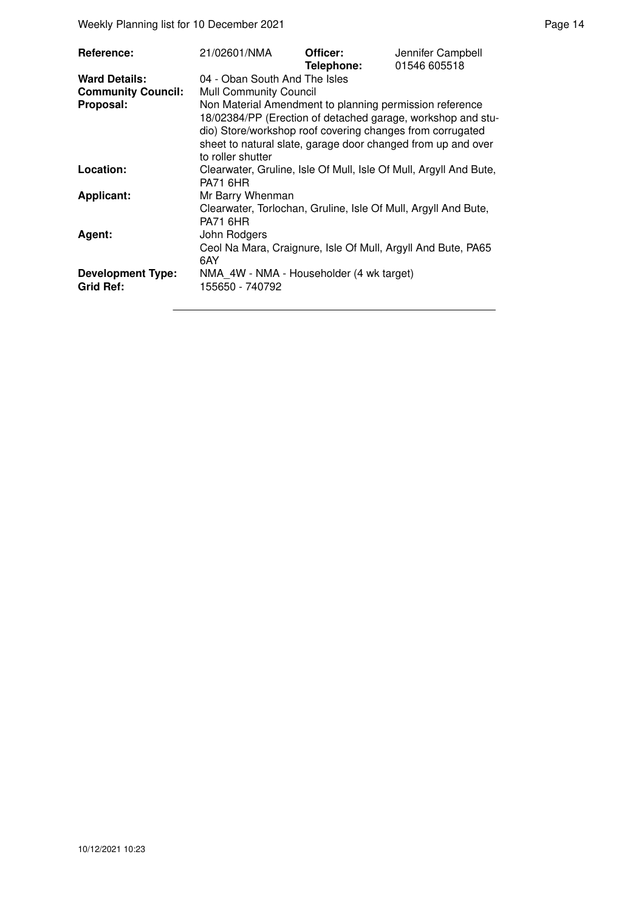| | | | |
|---|---|---|---|
| **Reference:** | 21/02601/NMA | **Officer:** **Telephone:** | Jennifer Campbell 01546 605518 |
| **Ward Details:** | 04 - Oban South And The Isles | | |
| **Community Council:** | Mull Community Council | | |
| **Proposal:** | Non Material Amendment to planning permission reference 18/02384/PP (Erection of detached garage, workshop and studio) Store/workshop roof covering changes from corrugated sheet to natural slate, garage door changed from up and over to roller shutter | | |
| **Location:** | Clearwater, Gruline, Isle Of Mull, Isle Of Mull, Argyll And Bute, PA71 6HR | | |
| **Applicant:** | Mr Barry Whenman<br>Clearwater, Torlochan, Gruline, Isle Of Mull, Argyll And Bute, PA71 6HR | | |
| **Agent:** | John Rodgers<br>Ceol Na Mara, Craignure, Isle Of Mull, Argyll And Bute, PA65 6AY | | |
| **Development Type:** | NMA_4W - NMA - Householder (4 wk target) | | |
| **Grid Ref:** | 155650 - 740792 | | |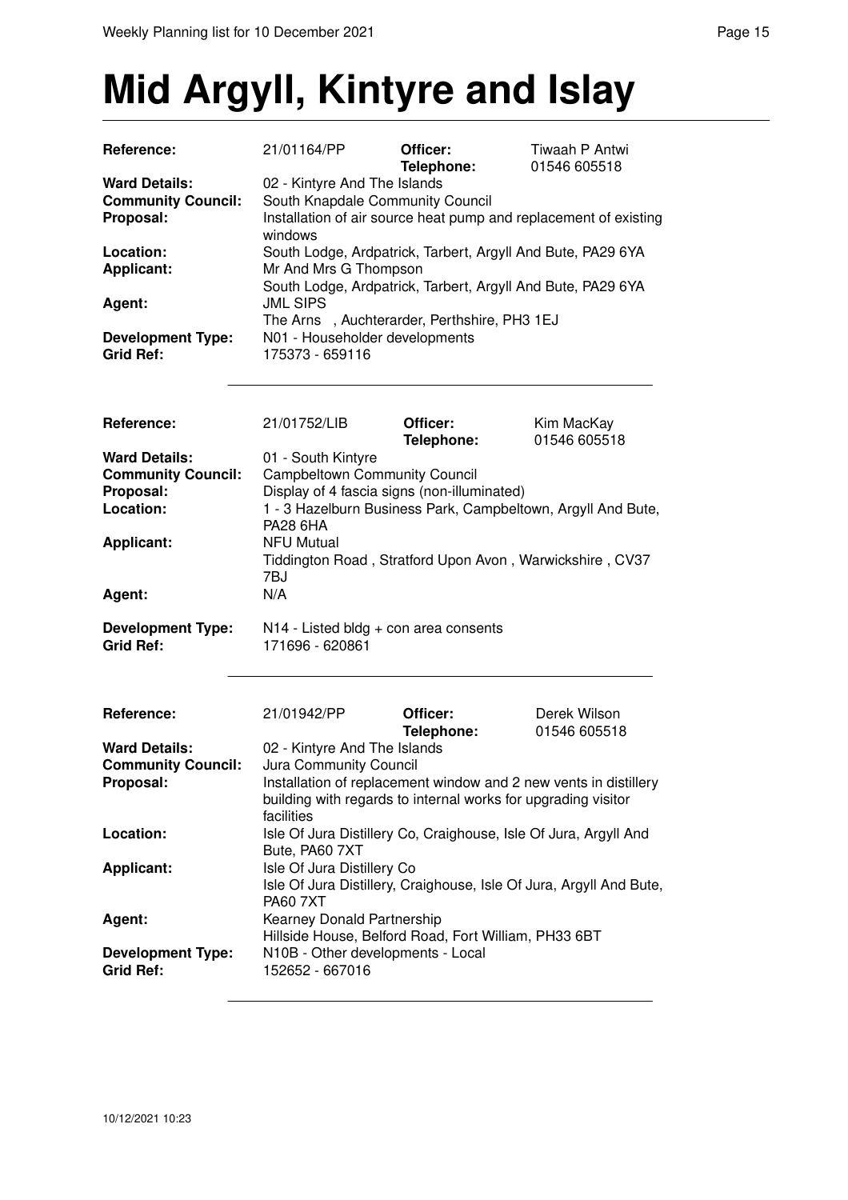# Mid Argyll, Kintyre and Islay

| | | | |
|---|---|---|---|
| **Reference:** | 21/01164/PP | **Officer:** | Tiwaah P Antwi |
| | | **Telephone:** | 01546 605518 |
| **Ward Details:** | 02 - Kintyre And The Islands | | |
| **Community Council:** | South Knapdale Community Council | | |
| **Proposal:** | Installation of air source heat pump and replacement of existing windows | | |
| **Location:** | South Lodge, Ardpatrick, Tarbert, Argyll And Bute, PA29 6YA | | |
| **Applicant:** | Mr And Mrs G Thompson<br>South Lodge, Ardpatrick, Tarbert, Argyll And Bute, PA29 6YA | | |
| **Agent:** | JML SIPS<br>The Arns , Auchterarder, Perthshire, PH3 1EJ | | |
| **Development Type:** | N01 - Householder developments | | |
| **Grid Ref:** | 175373 - 659116 | | |

| | | | |
|---|---|---|---|
| **Reference:** | 21/01752/LIB | **Officer:** | Kim MacKay |
| | | **Telephone:** | 01546 605518 |
| **Ward Details:** | 01 - South Kintyre | | |
| **Community Council:** | Campbeltown Community Council | | |
| **Proposal:** | Display of 4 fascia signs (non-illuminated) | | |
| **Location:** | 1 - 3 Hazelburn Business Park, Campbeltown, Argyll And Bute, PA28 6HA | | |
| **Applicant:** | NFU Mutual<br>Tiddington Road , Stratford Upon Avon , Warwickshire , CV37 7BJ | | |
| **Agent:** | N/A | | |
| **Development Type:** | N14 - Listed bldg + con area consents | | |
| **Grid Ref:** | 171696 - 620861 | | |

| | | | |
|---|---|---|---|
| **Reference:** | 21/01942/PP | **Officer:** | Derek Wilson |
| | | **Telephone:** | 01546 605518 |
| **Ward Details:** | 02 - Kintyre And The Islands | | |
| **Community Council:** | Jura Community Council | | |
| **Proposal:** | Installation of replacement window and 2 new vents in distillery building with regards to internal works for upgrading visitor facilities | | |
| **Location:** | Isle Of Jura Distillery Co, Craighouse, Isle Of Jura, Argyll And Bute, PA60 7XT | | |
| **Applicant:** | Isle Of Jura Distillery Co<br>Isle Of Jura Distillery, Craighouse, Isle Of Jura, Argyll And Bute, PA60 7XT | | |
| **Agent:** | Kearney Donald Partnership<br>Hillside House, Belford Road, Fort William, PH33 6BT | | |
| **Development Type:** | N10B - Other developments - Local | | |
| **Grid Ref:** | 152652 - 667016 | | |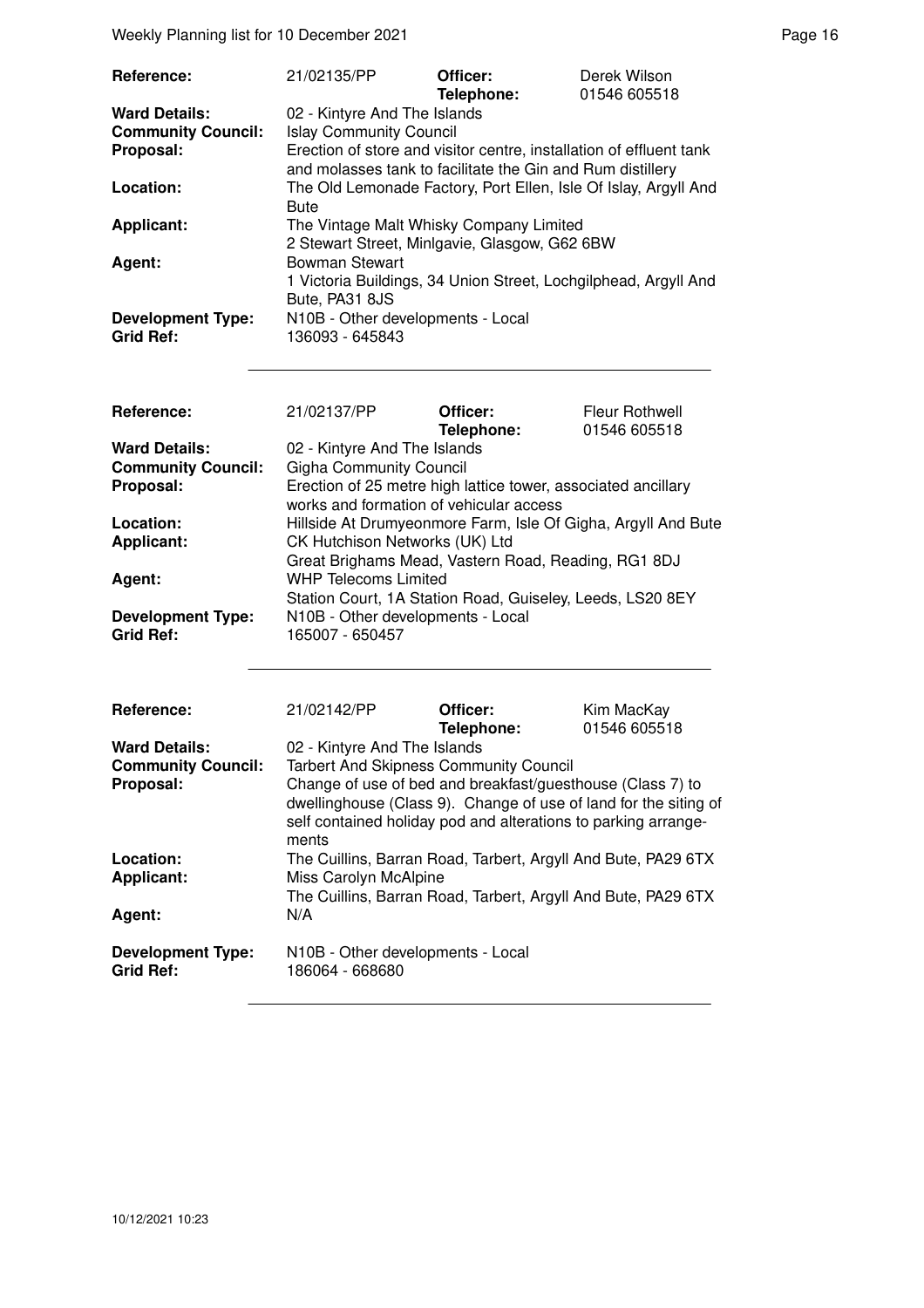| Reference: | 21/02135/PP | Officer: Telephone: | Derek Wilson 01546 605518 |
|---|---|---|---|
| Ward Details: | 02 - Kintyre And The Islands | | |
| Community Council: | Islay Community Council | | |
| Proposal: | Erection of store and visitor centre, installation of effluent tank and molasses tank to facilitate the Gin and Rum distillery | | |
| Location: | The Old Lemonade Factory, Port Ellen, Isle Of Islay, Argyll And Bute | | |
| Applicant: | The Vintage Malt Whisky Company Limited 2 Stewart Street, Minlgavie, Glasgow, G62 6BW | | |
| Agent: | Bowman Stewart 1 Victoria Buildings, 34 Union Street, Lochgilphead, Argyll And Bute, PA31 8JS | | |
| Development Type: | N10B - Other developments - Local | | |
| Grid Ref: | 136093 - 645843 | | |

| Reference: | 21/02137/PP | Officer: Telephone: | Fleur Rothwell 01546 605518 |
|---|---|---|---|
| Ward Details: | 02 - Kintyre And The Islands | | |
| Community Council: | Gigha Community Council | | |
| Proposal: | Erection of 25 metre high lattice tower, associated ancillary works and formation of vehicular access | | |
| Location: | Hillside At Drumyeonmore Farm, Isle Of Gigha, Argyll And Bute | | |
| Applicant: | CK Hutchison Networks (UK) Ltd Great Brighams Mead, Vastern Road, Reading, RG1 8DJ | | |
| Agent: | WHP Telecoms Limited Station Court, 1A Station Road, Guiseley, Leeds, LS20 8EY | | |
| Development Type: | N10B - Other developments - Local | | |
| Grid Ref: | 165007 - 650457 | | |

| Reference: | 21/02142/PP | Officer: Telephone: | Kim MacKay 01546 605518 |
|---|---|---|---|
| Ward Details: | 02 - Kintyre And The Islands | | |
| Community Council: | Tarbert And Skipness Community Council | | |
| Proposal: | Change of use of bed and breakfast/guesthouse (Class 7) to dwellinghouse (Class 9). Change of use of land for the siting of self contained holiday pod and alterations to parking arrangements | | |
| Location: | The Cuillins, Barran Road, Tarbert, Argyll And Bute, PA29 6TX | | |
| Applicant: | Miss Carolyn McAlpine The Cuillins, Barran Road, Tarbert, Argyll And Bute, PA29 6TX | | |
| Agent: | N/A | | |
| Development Type: | N10B - Other developments - Local | | |
| Grid Ref: | 186064 - 668680 | | |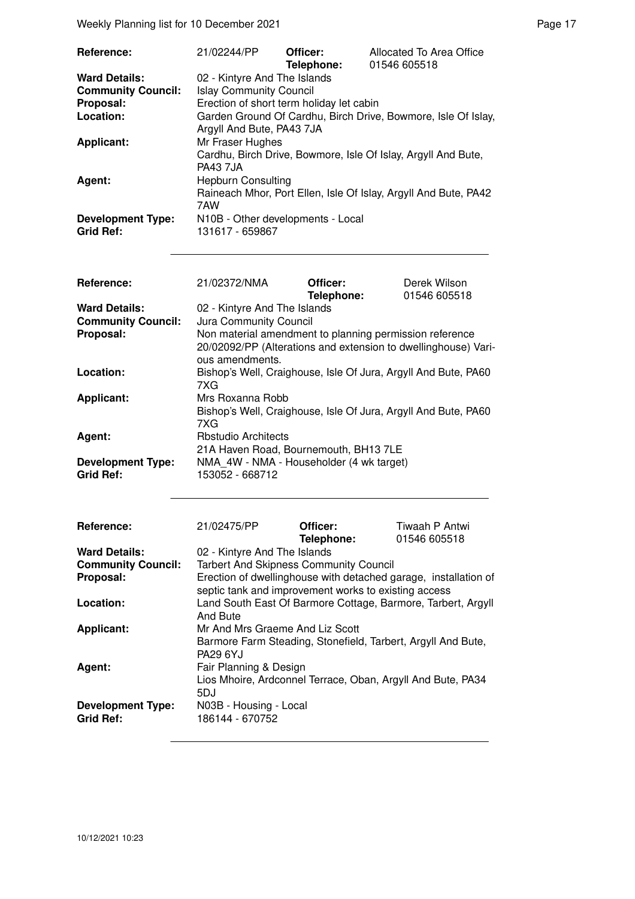| | | | |
|---|---|---|---|
| **Reference:** | 21/02244/PP | **Officer:** | Allocated To Area Office |
| | | **Telephone:** | 01546 605518 |
| **Ward Details:** | 02 - Kintyre And The Islands | | |
| **Community Council:** | Islay Community Council | | |
| **Proposal:** | Erection of short term holiday let cabin | | |
| **Location:** | Garden Ground Of Cardhu, Birch Drive, Bowmore, Isle Of Islay, Argyll And Bute, PA43 7JA | | |
| **Applicant:** | Mr Fraser Hughes<br>Cardhu, Birch Drive, Bowmore, Isle Of Islay, Argyll And Bute, PA43 7JA | | |
| **Agent:** | Hepburn Consulting<br>Raineach Mhor, Port Ellen, Isle Of Islay, Argyll And Bute, PA42 7AW | | |
| **Development Type:** | N10B - Other developments - Local | | |
| **Grid Ref:** | 131617 - 659867 | | |

| | | | |
|---|---|---|---|
| **Reference:** | 21/02372/NMA | **Officer:** | Derek Wilson |
| | | **Telephone:** | 01546 605518 |
| **Ward Details:** | 02 - Kintyre And The Islands | | |
| **Community Council:** | Jura Community Council | | |
| **Proposal:** | Non material amendment to planning permission reference 20/02092/PP (Alterations and extension to dwellinghouse) Various amendments. | | |
| **Location:** | Bishop's Well, Craighouse, Isle Of Jura, Argyll And Bute, PA60 7XG | | |
| **Applicant:** | Mrs Roxanna Robb<br>Bishop's Well, Craighouse, Isle Of Jura, Argyll And Bute, PA60 7XG | | |
| **Agent:** | Rbstudio Architects<br>21A Haven Road, Bournemouth, BH13 7LE | | |
| **Development Type:** | NMA_4W - NMA - Householder (4 wk target) | | |
| **Grid Ref:** | 153052 - 668712 | | |

| | | | |
|---|---|---|---|
| **Reference:** | 21/02475/PP | **Officer:** | Tiwaah P Antwi |
| | | **Telephone:** | 01546 605518 |
| **Ward Details:** | 02 - Kintyre And The Islands | | |
| **Community Council:** | Tarbert And Skipness Community Council | | |
| **Proposal:** | Erection of dwellinghouse with detached garage, installation of septic tank and improvement works to existing access | | |
| **Location:** | Land South East Of Barmore Cottage, Barmore, Tarbert, Argyll And Bute | | |
| **Applicant:** | Mr And Mrs Graeme And Liz Scott<br>Barmore Farm Steading, Stonefield, Tarbert, Argyll And Bute, PA29 6YJ | | |
| **Agent:** | Fair Planning & Design<br>Lios Mhoire, Ardconnel Terrace, Oban, Argyll And Bute, PA34 5DJ | | |
| **Development Type:** | N03B - Housing - Local | | |
| **Grid Ref:** | 186144 - 670752 | | |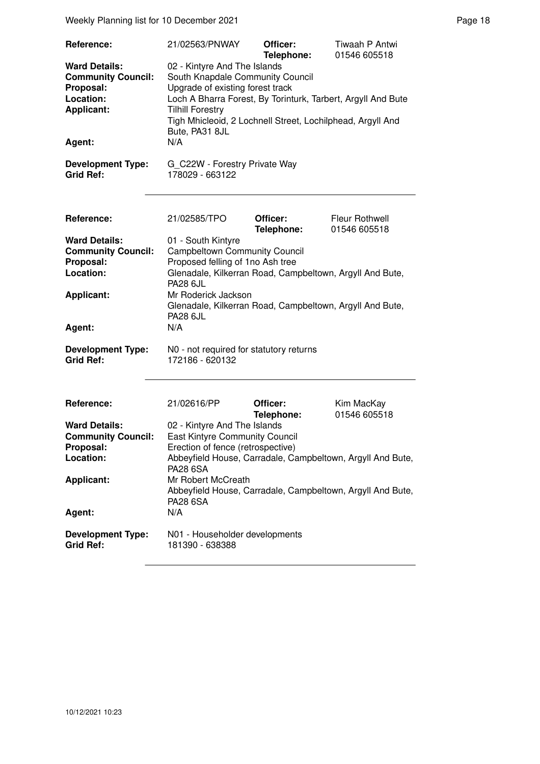| | | | |
|---|---|---|---|
| **Reference:** | 21/02563/PNWAY | **Officer:** **Telephone:** | Tiwaah P Antwi 01546 605518 |
| **Ward Details:** | 02 - Kintyre And The Islands | | |
| **Community Council:** | South Knapdale Community Council | | |
| **Proposal:** | Upgrade of existing forest track | | |
| **Location:** | Loch A Bharra Forest, By Torinturk, Tarbert, Argyll And Bute | | |
| **Applicant:** | Tilhill Forestry Tigh Mhicleoid, 2 Lochnell Street, Lochilphead, Argyll And Bute, PA31 8JL | | |
| **Agent:** | N/A | | |
| **Development Type:** | G_C22W - Forestry Private Way | | |
| **Grid Ref:** | 178029 - 663122 | | |

| | | | |
|---|---|---|---|
| **Reference:** | 21/02585/TPO | **Officer:** **Telephone:** | Fleur Rothwell 01546 605518 |
| **Ward Details:** | 01 - South Kintyre | | |
| **Community Council:** | Campbeltown Community Council | | |
| **Proposal:** | Proposed felling of 1no Ash tree | | |
| **Location:** | Glenadale, Kilkerran Road, Campbeltown, Argyll And Bute, PA28 6JL | | |
| **Applicant:** | Mr Roderick Jackson Glenadale, Kilkerran Road, Campbeltown, Argyll And Bute, PA28 6JL | | |
| **Agent:** | N/A | | |
| **Development Type:** | N0 - not required for statutory returns | | |
| **Grid Ref:** | 172186 - 620132 | | |

| | | | |
|---|---|---|---|
| **Reference:** | 21/02616/PP | **Officer:** **Telephone:** | Kim MacKay 01546 605518 |
| **Ward Details:** | 02 - Kintyre And The Islands | | |
| **Community Council:** | East Kintyre Community Council | | |
| **Proposal:** | Erection of fence (retrospective) | | |
| **Location:** | Abbeyfield House, Carradale, Campbeltown, Argyll And Bute, PA28 6SA | | |
| **Applicant:** | Mr Robert McCreath Abbeyfield House, Carradale, Campbeltown, Argyll And Bute, PA28 6SA | | |
| **Agent:** | N/A | | |
| **Development Type:** | N01 - Householder developments | | |
| **Grid Ref:** | 181390 - 638388 | | |